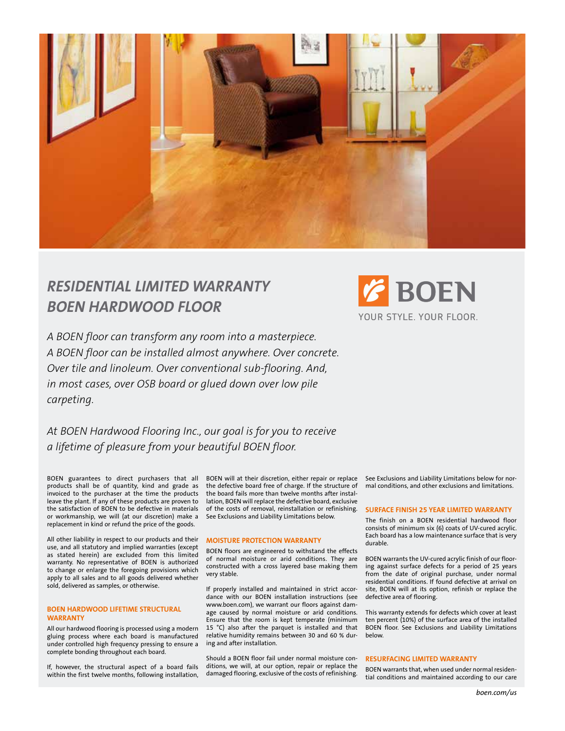# *RESIDENTIAL LIMITED WARRANTY BOEN HARDWOOD FLOOR*

BOEN
YOUR STYLE. YOUR FLOOR.

*A BOEN floor can transform any room into a masterpiece. A BOEN floor can be installed almost anywhere. Over concrete. Over tile and linoleum. Over conventional sub-flooring. And, in most cases, over OSB board or glued down over low pile carpeting.*

*At BOEN Hardwood Flooring Inc., our goal is for you to receive a lifetime of pleasure from your beautiful BOEN floor.*

BOEN guarantees to direct purchasers that all products shall be of quantity, kind and grade as invoiced to the purchaser at the time the products leave the plant. If any of these products are proven to the satisfaction of BOEN to be defective in materials or workmanship, we will (at our discretion) make a replacement in kind or refund the price of the goods.

All other liability in respect to our products and their use, and all statutory and implied warranties (except as stated herein) are excluded from this limited warranty. No representative of BOEN is authorized to change or enlarge the foregoing provisions which apply to all sales and to all goods delivered whether sold, delivered as samples, or otherwise.

### BOEN HARDWOOD LIFETIME STRUCTURAL WARRANTY

All our hardwood flooring is processed using a modern gluing process where each board is manufactured under controlled high frequency pressing to ensure a complete bonding throughout each board.

If, however, the structural aspect of a board fails within the first twelve months, following installation, BOEN will at their discretion, either repair or replace the defective board free of charge. If the structure of the board fails more than twelve months after installation, BOEN will replace the defective board, exclusive of the costs of removal, reinstallation or refinishing. See Exclusions and Liability Limitations below.

### MOISTURE PROTECTION WARRANTY

BOEN floors are engineered to withstand the effects of normal moisture or arid conditions. They are constructed with a cross layered base making them very stable.

If properly installed and maintained in strict accordance with our BOEN installation instructions (see www.boen.com), we warrant our floors against damage caused by normal moisture or arid conditions. Ensure that the room is kept temperate (minimum 15 °C) also after the parquet is installed and that relative humidity remains between 30 and 60 % during and after installation.

Should a BOEN floor fail under normal moisture conditions, we will, at our option, repair or replace the damaged flooring, exclusive of the costs of refinishing. See Exclusions and Liability Limitations below for normal conditions, and other exclusions and limitations.

### SURFACE FINISH 25 YEAR LIMITED WARRANTY

The finish on a BOEN residential hardwood floor consists of minimum six (6) coats of UV-cured acrylic. Each board has a low maintenance surface that is very durable.

BOEN warrants the UV-cured acrylic finish of our flooring against surface defects for a period of 25 years from the date of original purchase, under normal residential conditions. If found defective at arrival on site, BOEN will at its option, refinish or replace the defective area of flooring.

This warranty extends for defects which cover at least ten percent (10%) of the surface area of the installed BOEN floor. See Exclusions and Liability Limitations below.

### RESURFACING LIMITED WARRANTY

BOEN warrants that, when used under normal residential conditions and maintained according to our care

boen.com/us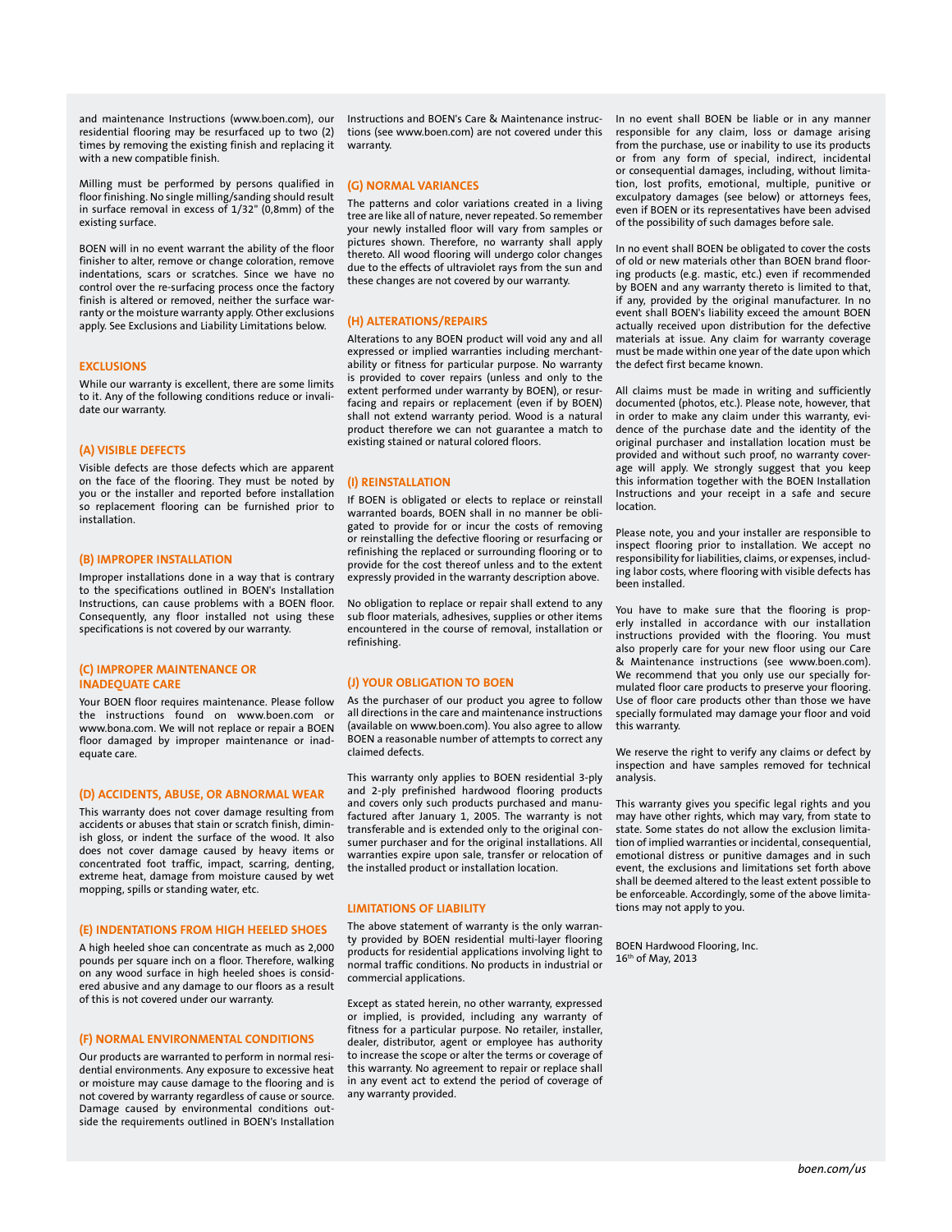and maintenance Instructions (www.boen.com), our residential flooring may be resurfaced up to two (2) times by removing the existing finish and replacing it with a new compatible finish.

Milling must be performed by persons qualified in floor finishing. No single milling/sanding should result in surface removal in excess of 1/32" (0,8mm) of the existing surface.

BOEN will in no event warrant the ability of the floor finisher to alter, remove or change coloration, remove indentations, scars or scratches. Since we have no control over the re-surfacing process once the factory finish is altered or removed, neither the surface warranty or the moisture warranty apply. Other exclusions apply. See Exclusions and Liability Limitations below.

## EXCLUSIONS

While our warranty is excellent, there are some limits to it. Any of the following conditions reduce or invalidate our warranty.

### (A) VISIBLE DEFECTS

Visible defects are those defects which are apparent on the face of the flooring. They must be noted by you or the installer and reported before installation so replacement flooring can be furnished prior to installation.

### (B) IMPROPER INSTALLATION

Improper installations done in a way that is contrary to the specifications outlined in BOEN's Installation Instructions, can cause problems with a BOEN floor. Consequently, any floor installed not using these specifications is not covered by our warranty.

### (C) IMPROPER MAINTENANCE OR INADEQUATE CARE

Your BOEN floor requires maintenance. Please follow the instructions found on www.boen.com or www.bona.com. We will not replace or repair a BOEN floor damaged by improper maintenance or inadequate care.

### (D) ACCIDENTS, ABUSE, OR ABNORMAL WEAR

This warranty does not cover damage resulting from accidents or abuses that stain or scratch finish, diminish gloss, or indent the surface of the wood. It also does not cover damage caused by heavy items or concentrated foot traffic, impact, scarring, denting, extreme heat, damage from moisture caused by wet mopping, spills or standing water, etc.

### (E) INDENTATIONS FROM HIGH HEELED SHOES

A high heeled shoe can concentrate as much as 2,000 pounds per square inch on a floor. Therefore, walking on any wood surface in high heeled shoes is considered abusive and any damage to our floors as a result of this is not covered under our warranty.

### (F) NORMAL ENVIRONMENTAL CONDITIONS

Our products are warranted to perform in normal residential environments. Any exposure to excessive heat or moisture may cause damage to the flooring and is not covered by warranty regardless of cause or source. Damage caused by environmental conditions outside the requirements outlined in BOEN's Installation Instructions and BOEN's Care & Maintenance instructions (see www.boen.com) are not covered under this warranty.

### (G) NORMAL VARIANCES

The patterns and color variations created in a living tree are like all of nature, never repeated. So remember your newly installed floor will vary from samples or pictures shown. Therefore, no warranty shall apply thereto. All wood flooring will undergo color changes due to the effects of ultraviolet rays from the sun and these changes are not covered by our warranty.

### (H) ALTERATIONS/REPAIRS

Alterations to any BOEN product will void any and all expressed or implied warranties including merchantability or fitness for particular purpose. No warranty is provided to cover repairs (unless and only to the extent performed under warranty by BOEN), or resurfacing and repairs or replacement (even if by BOEN) shall not extend warranty period. Wood is a natural product therefore we can not guarantee a match to existing stained or natural colored floors.

### (I) REINSTALLATION

If BOEN is obligated or elects to replace or reinstall warranted boards, BOEN shall in no manner be obligated to provide for or incur the costs of removing or reinstalling the defective flooring or resurfacing or refinishing the replaced or surrounding flooring or to provide for the cost thereof unless and to the extent expressly provided in the warranty description above.

No obligation to replace or repair shall extend to any sub floor materials, adhesives, supplies or other items encountered in the course of removal, installation or refinishing.

### (J) YOUR OBLIGATION TO BOEN

As the purchaser of our product you agree to follow all directions in the care and maintenance instructions (available on www.boen.com). You also agree to allow BOEN a reasonable number of attempts to correct any claimed defects.

This warranty only applies to BOEN residential 3-ply and 2-ply prefinished hardwood flooring products and covers only such products purchased and manufactured after January 1, 2005. The warranty is not transferable and is extended only to the original consumer purchaser and for the original installations. All warranties expire upon sale, transfer or relocation of the installed product or installation location.

## LIMITATIONS OF LIABILITY

The above statement of warranty is the only warranty provided by BOEN residential multi-layer flooring products for residential applications involving light to normal traffic conditions. No products in industrial or commercial applications.

Except as stated herein, no other warranty, expressed or implied, is provided, including any warranty of fitness for a particular purpose. No retailer, installer, dealer, distributor, agent or employee has authority to increase the scope or alter the terms or coverage of this warranty. No agreement to repair or replace shall in any event act to extend the period of coverage of any warranty provided.

In no event shall BOEN be liable or in any manner responsible for any claim, loss or damage arising from the purchase, use or inability to use its products or from any form of special, indirect, incidental or consequential damages, including, without limitation, lost profits, emotional, multiple, punitive or exculpatory damages (see below) or attorneys fees, even if BOEN or its representatives have been advised of the possibility of such damages before sale.

In no event shall BOEN be obligated to cover the costs of old or new materials other than BOEN brand flooring products (e.g. mastic, etc.) even if recommended by BOEN and any warranty thereto is limited to that, if any, provided by the original manufacturer. In no event shall BOEN's liability exceed the amount BOEN actually received upon distribution for the defective materials at issue. Any claim for warranty coverage must be made within one year of the date upon which the defect first became known.

All claims must be made in writing and sufficiently documented (photos, etc.). Please note, however, that in order to make any claim under this warranty, evidence of the purchase date and the identity of the original purchaser and installation location must be provided and without such proof, no warranty coverage will apply. We strongly suggest that you keep this information together with the BOEN Installation Instructions and your receipt in a safe and secure location.

Please note, you and your installer are responsible to inspect flooring prior to installation. We accept no responsibility for liabilities, claims, or expenses, including labor costs, where flooring with visible defects has been installed.

You have to make sure that the flooring is properly installed in accordance with our installation instructions provided with the flooring. You must also properly care for your new floor using our Care & Maintenance instructions (see www.boen.com). We recommend that you only use our specially formulated floor care products to preserve your flooring. Use of floor care products other than those we have specially formulated may damage your floor and void this warranty.

We reserve the right to verify any claims or defect by inspection and have samples removed for technical analysis.

This warranty gives you specific legal rights and you may have other rights, which may vary, from state to state. Some states do not allow the exclusion limitation of implied warranties or incidental, consequential, emotional distress or punitive damages and in such event, the exclusions and limitations set forth above shall be deemed altered to the least extent possible to be enforceable. Accordingly, some of the above limitations may not apply to you.

BOEN Hardwood Flooring, Inc.
16th of May, 2013